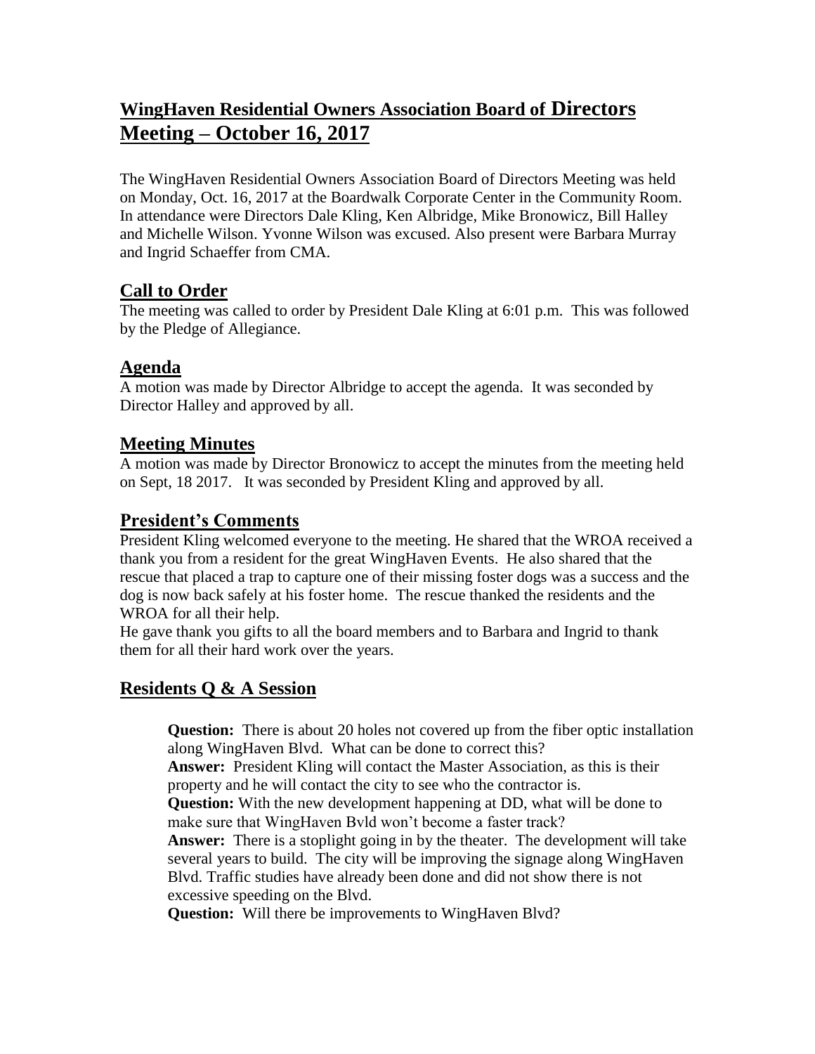# WingHaven Residential Owners Association Board of Directors Meeting – October 16, 2017

The WingHaven Residential Owners Association Board of Directors Meeting was held on Monday, Oct. 16, 2017 at the Boardwalk Corporate Center in the Community Room. In attendance were Directors Dale Kling, Ken Albridge, Mike Bronowicz, Bill Halley and Michelle Wilson. Yvonne Wilson was excused. Also present were Barbara Murray and Ingrid Schaeffer from CMA.

## Call to Order

The meeting was called to order by President Dale Kling at 6:01 p.m. This was followed by the Pledge of Allegiance.

## Agenda

A motion was made by Director Albridge to accept the agenda. It was seconded by Director Halley and approved by all.

## Meeting Minutes

A motion was made by Director Bronowicz to accept the minutes from the meeting held on Sept, 18 2017. It was seconded by President Kling and approved by all.

## President's Comments

President Kling welcomed everyone to the meeting. He shared that the WROA received a thank you from a resident for the great WingHaven Events. He also shared that the rescue that placed a trap to capture one of their missing foster dogs was a success and the dog is now back safely at his foster home. The rescue thanked the residents and the WROA for all their help.

He gave thank you gifts to all the board members and to Barbara and Ingrid to thank them for all their hard work over the years.

## Residents Q & A Session

**Question:** There is about 20 holes not covered up from the fiber optic installation along WingHaven Blvd. What can be done to correct this?

**Answer:** President Kling will contact the Master Association, as this is their property and he will contact the city to see who the contractor is.

**Question:** With the new development happening at DD, what will be done to make sure that WingHaven Bvld won't become a faster track?

**Answer:** There is a stoplight going in by the theater. The development will take several years to build. The city will be improving the signage along WingHaven Blvd. Traffic studies have already been done and did not show there is not excessive speeding on the Blvd.

**Question:** Will there be improvements to WingHaven Blvd?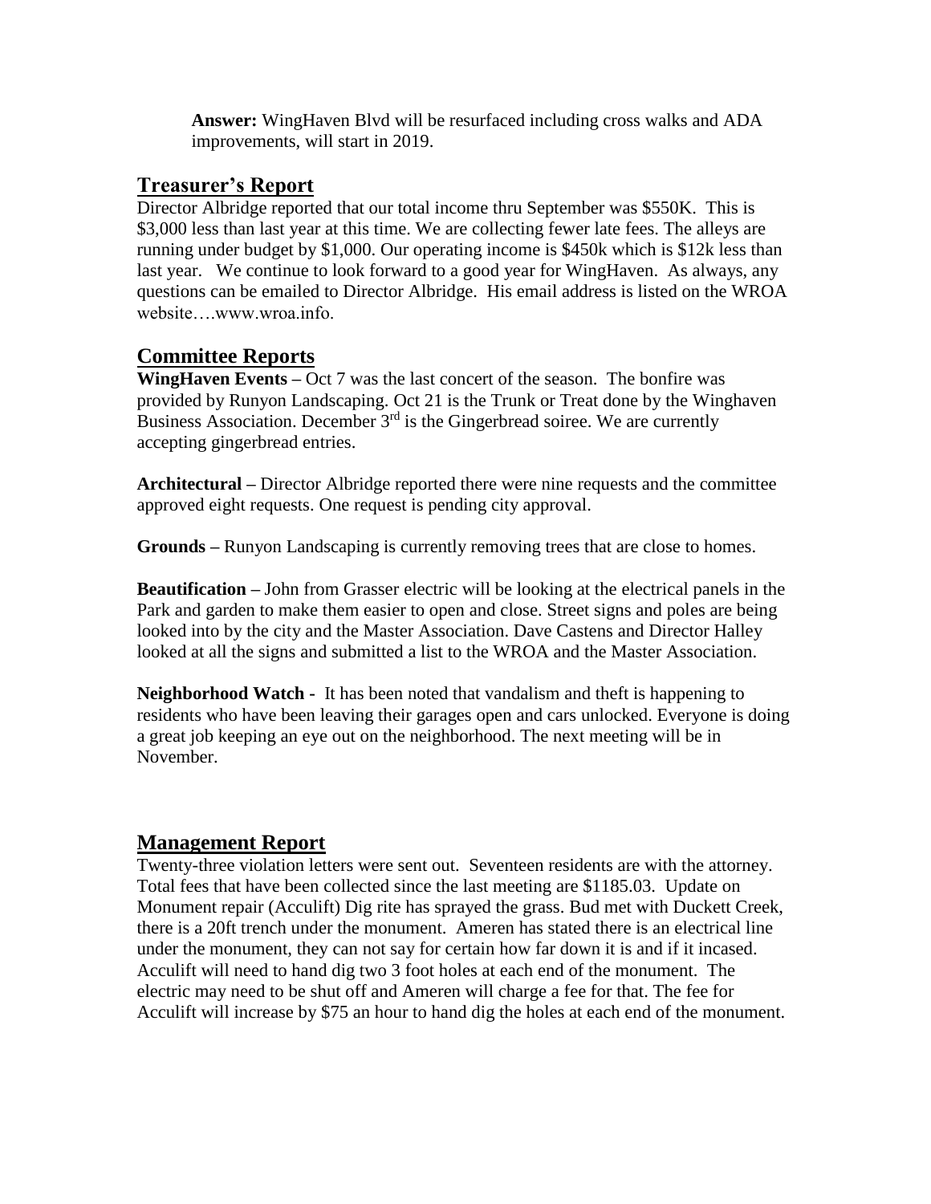**Answer:** WingHaven Blvd will be resurfaced including cross walks and ADA improvements, will start in 2019.

## Treasurer's Report

Director Albridge reported that our total income thru September was \$550K. This is \$3,000 less than last year at this time. We are collecting fewer late fees. The alleys are running under budget by \$1,000. Our operating income is \$450k which is \$12k less than last year. We continue to look forward to a good year for WingHaven. As always, any questions can be emailed to Director Albridge. His email address is listed on the WROA website….www.wroa.info.

## Committee Reports

**WingHaven Events –** Oct 7 was the last concert of the season. The bonfire was provided by Runyon Landscaping. Oct 21 is the Trunk or Treat done by the Winghaven Business Association. December 3rd is the Gingerbread soiree. We are currently accepting gingerbread entries.

**Architectural –** Director Albridge reported there were nine requests and the committee approved eight requests. One request is pending city approval.

**Grounds –** Runyon Landscaping is currently removing trees that are close to homes.

**Beautification –** John from Grasser electric will be looking at the electrical panels in the Park and garden to make them easier to open and close. Street signs and poles are being looked into by the city and the Master Association. Dave Castens and Director Halley looked at all the signs and submitted a list to the WROA and the Master Association.

**Neighborhood Watch -** It has been noted that vandalism and theft is happening to residents who have been leaving their garages open and cars unlocked. Everyone is doing a great job keeping an eye out on the neighborhood. The next meeting will be in November.

## Management Report

Twenty-three violation letters were sent out. Seventeen residents are with the attorney. Total fees that have been collected since the last meeting are \$1185.03. Update on Monument repair (Acculift) Dig rite has sprayed the grass. Bud met with Duckett Creek, there is a 20ft trench under the monument. Ameren has stated there is an electrical line under the monument, they can not say for certain how far down it is and if it incased. Acculift will need to hand dig two 3 foot holes at each end of the monument. The electric may need to be shut off and Ameren will charge a fee for that. The fee for Acculift will increase by \$75 an hour to hand dig the holes at each end of the monument.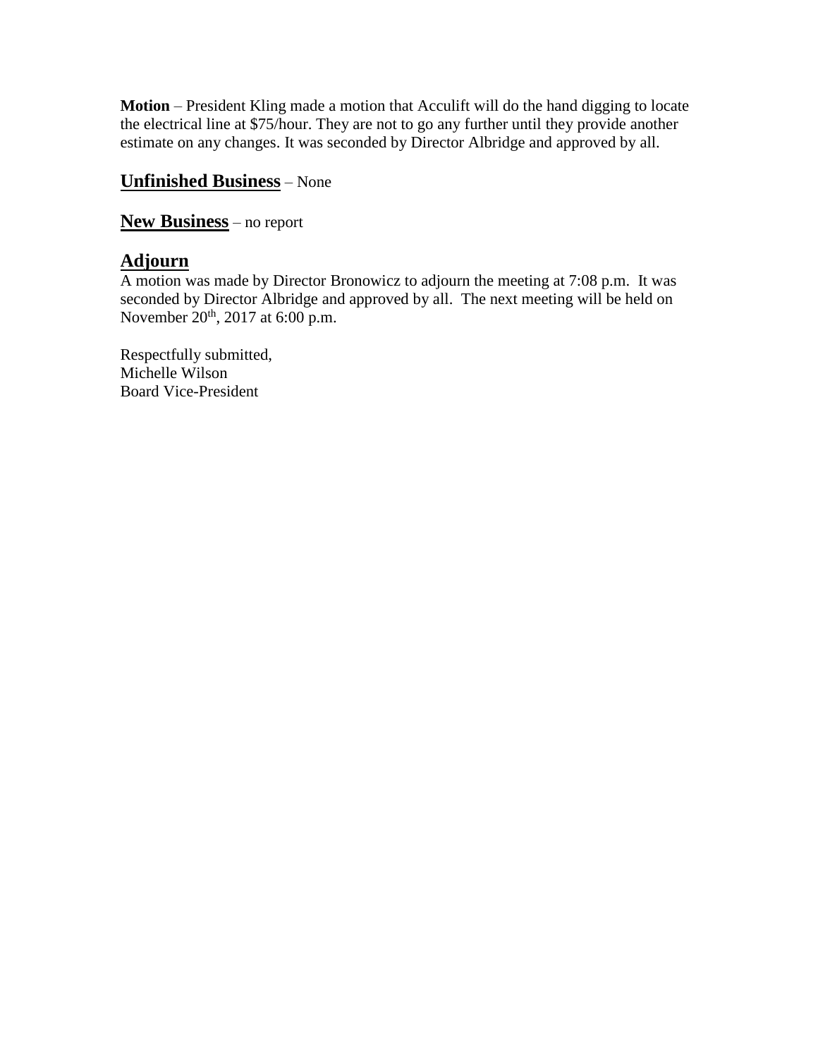**Motion** – President Kling made a motion that Acculift will do the hand digging to locate the electrical line at $75/hour. They are not to go any further until they provide another estimate on any changes. It was seconded by Director Albridge and approved by all.

## Unfinished Business – None

## New Business – no report

## Adjourn

A motion was made by Director Bronowicz to adjourn the meeting at 7:08 p.m. It was seconded by Director Albridge and approved by all. The next meeting will be held on November 20th, 2017 at 6:00 p.m.

Respectfully submitted,
Michelle Wilson
Board Vice-President